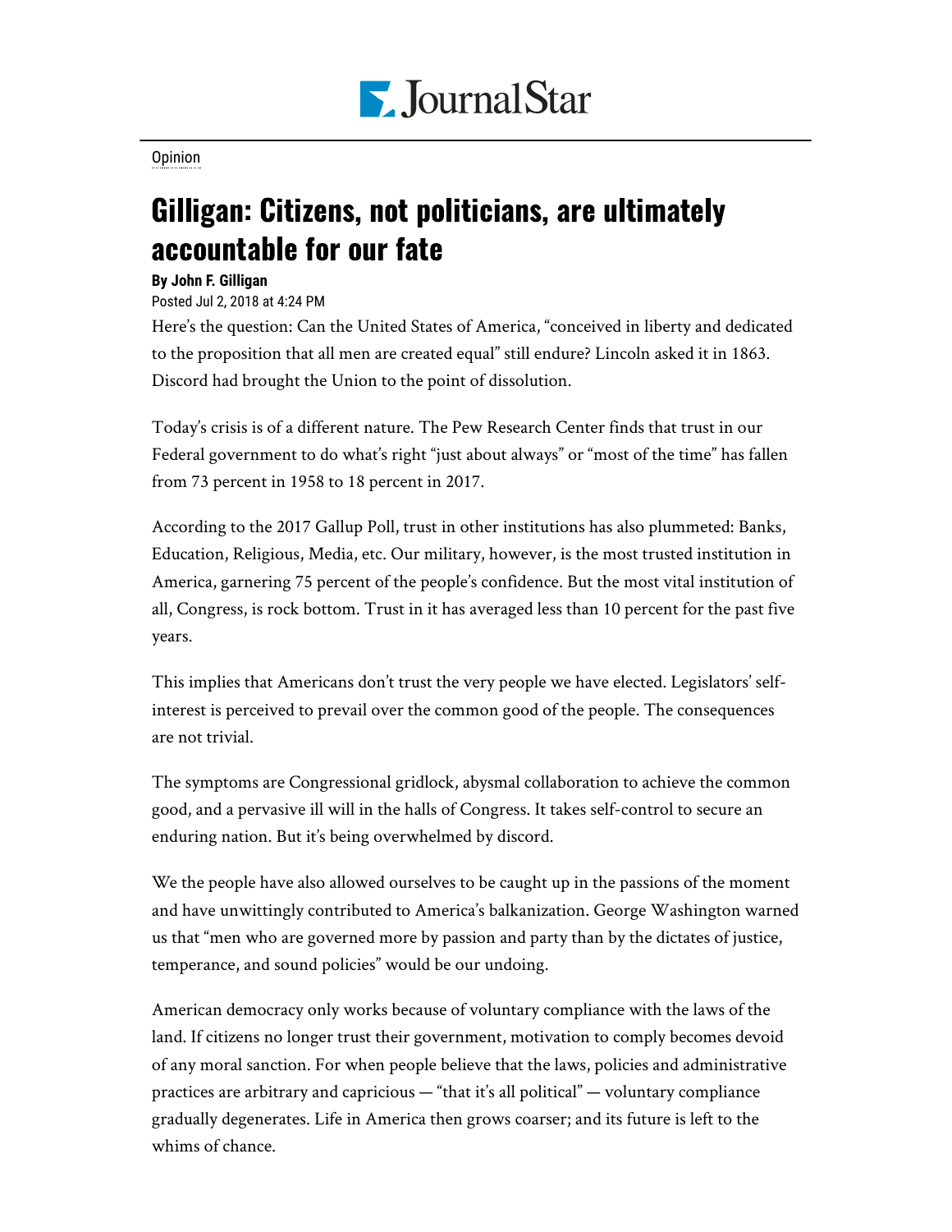Opinion

# Gilligan: Citizens, not politicians, are ultimately accountable for our fate

**By John F. Gilligan**

Posted Jul 2, 2018 at 4:24 PM

Here's the question: Can the United States of America, "conceived in liberty and dedicated to the proposition that all men are created equal" still endure? Lincoln asked it in 1863. Discord had brought the Union to the point of dissolution.

Today's crisis is of a different nature. The Pew Research Center finds that trust in our Federal government to do what's right "just about always" or "most of the time" has fallen from 73 percent in 1958 to 18 percent in 2017.

According to the 2017 Gallup Poll, trust in other institutions has also plummeted: Banks, Education, Religious, Media, etc. Our military, however, is the most trusted institution in America, garnering 75 percent of the people's confidence. But the most vital institution of all, Congress, is rock bottom. Trust in it has averaged less than 10 percent for the past five years.

This implies that Americans don't trust the very people we have elected. Legislators' self-interest is perceived to prevail over the common good of the people. The consequences are not trivial.

The symptoms are Congressional gridlock, abysmal collaboration to achieve the common good, and a pervasive ill will in the halls of Congress. It takes self-control to secure an enduring nation. But it's being overwhelmed by discord.

We the people have also allowed ourselves to be caught up in the passions of the moment and have unwittingly contributed to America's balkanization. George Washington warned us that "men who are governed more by passion and party than by the dictates of justice, temperance, and sound policies" would be our undoing.

American democracy only works because of voluntary compliance with the laws of the land. If citizens no longer trust their government, motivation to comply becomes devoid of any moral sanction. For when people believe that the laws, policies and administrative practices are arbitrary and capricious — "that it's all political" — voluntary compliance gradually degenerates. Life in America then grows coarser; and its future is left to the whims of chance.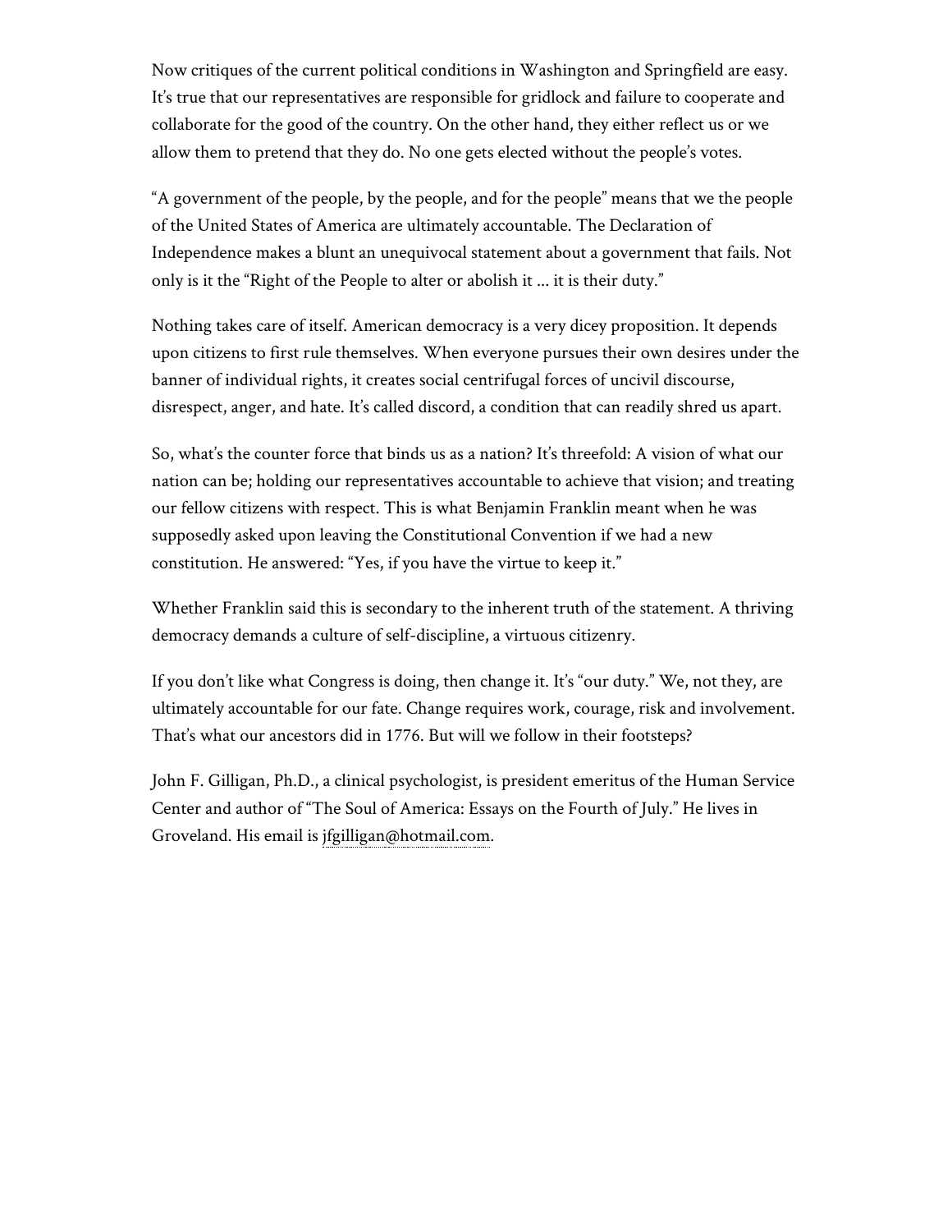Now critiques of the current political conditions in Washington and Springfield are easy. It's true that our representatives are responsible for gridlock and failure to cooperate and collaborate for the good of the country. On the other hand, they either reflect us or we allow them to pretend that they do. No one gets elected without the people's votes.

"A government of the people, by the people, and for the people" means that we the people of the United States of America are ultimately accountable. The Declaration of Independence makes a blunt an unequivocal statement about a government that fails. Not only is it the "Right of the People to alter or abolish it ... it is their duty."

Nothing takes care of itself. American democracy is a very dicey proposition. It depends upon citizens to first rule themselves. When everyone pursues their own desires under the banner of individual rights, it creates social centrifugal forces of uncivil discourse, disrespect, anger, and hate. It's called discord, a condition that can readily shred us apart.

So, what's the counter force that binds us as a nation? It's threefold: A vision of what our nation can be; holding our representatives accountable to achieve that vision; and treating our fellow citizens with respect. This is what Benjamin Franklin meant when he was supposedly asked upon leaving the Constitutional Convention if we had a new constitution. He answered: "Yes, if you have the virtue to keep it."

Whether Franklin said this is secondary to the inherent truth of the statement. A thriving democracy demands a culture of self-discipline, a virtuous citizenry.

If you don't like what Congress is doing, then change it. It's "our duty." We, not they, are ultimately accountable for our fate. Change requires work, courage, risk and involvement. That's what our ancestors did in 1776. But will we follow in their footsteps?

John F. Gilligan, Ph.D., a clinical psychologist, is president emeritus of the Human Service Center and author of "The Soul of America: Essays on the Fourth of July." He lives in Groveland. His email is jfgilligan@hotmail.com.